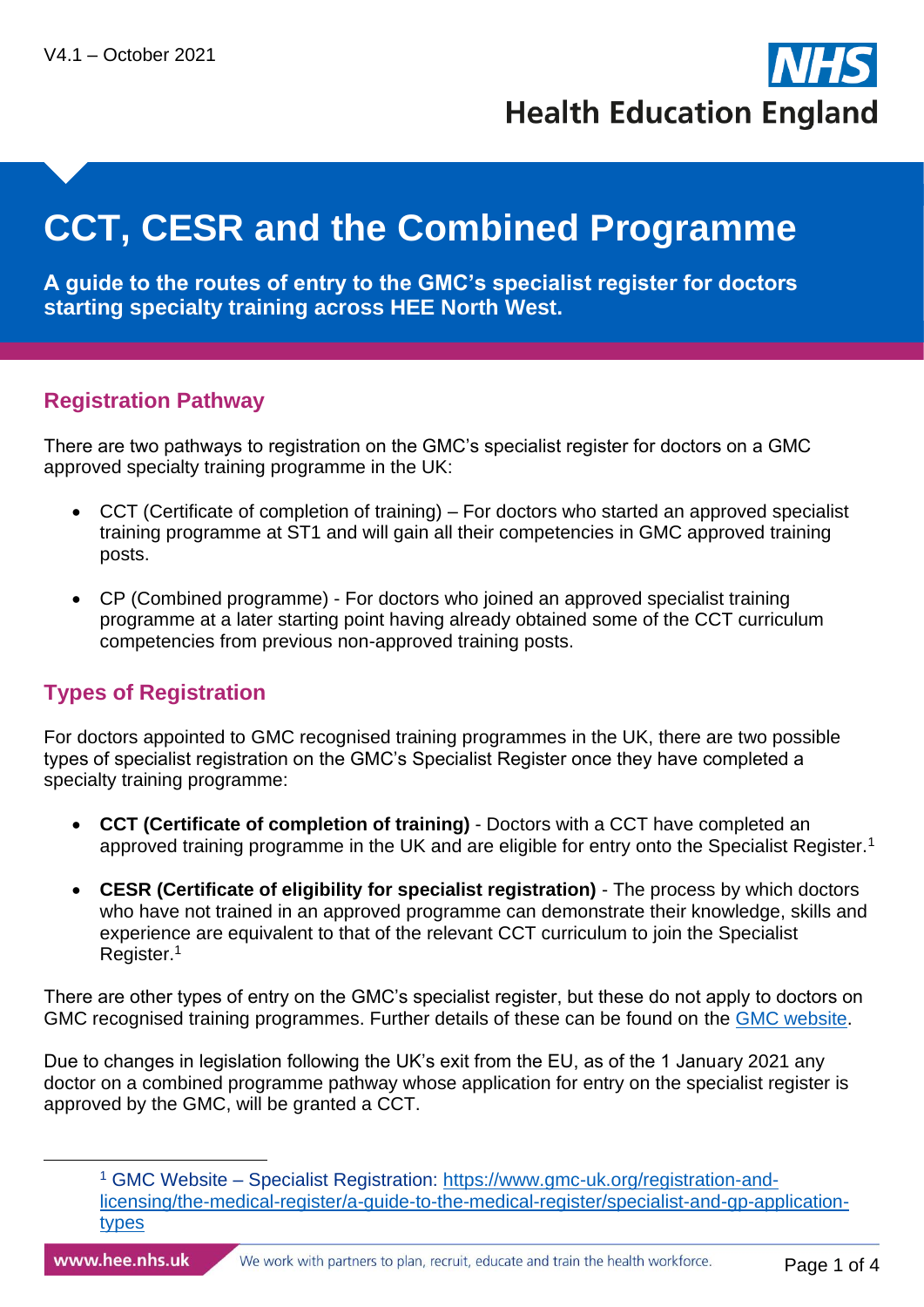V4.1 – October 2021

# CCT, CESR and the Combined Programme

**A guide to the routes of entry to the GMC's specialist register for doctors starting specialty training across HEE North West.**

## Registration Pathway

There are two pathways to registration on the GMC's specialist register for doctors on a GMC approved specialty training programme in the UK:

- CCT (Certificate of completion of training) – For doctors who started an approved specialist training programme at ST1 and will gain all their competencies in GMC approved training posts.
- CP (Combined programme) - For doctors who joined an approved specialist training programme at a later starting point having already obtained some of the CCT curriculum competencies from previous non-approved training posts.

## Types of Registration

For doctors appointed to GMC recognised training programmes in the UK, there are two possible types of specialist registration on the GMC's Specialist Register once they have completed a specialty training programme:

- **CCT (Certificate of completion of training)** - Doctors with a CCT have completed an approved training programme in the UK and are eligible for entry onto the Specialist Register.[1]
- **CESR (Certificate of eligibility for specialist registration)** - The process by which doctors who have not trained in an approved programme can demonstrate their knowledge, skills and experience are equivalent to that of the relevant CCT curriculum to join the Specialist Register.[1]

There are other types of entry on the GMC's specialist register, but these do not apply to doctors on GMC recognised training programmes. Further details of these can be found on the GMC website.

Due to changes in legislation following the UK's exit from the EU, as of the 1 January 2021 any doctor on a combined programme pathway whose application for entry on the specialist register is approved by the GMC, will be granted a CCT.

---

[1] GMC Website – Specialist Registration: https://www.gmc-uk.org/registration-and-licensing/the-medical-register/a-guide-to-the-medical-register/specialist-and-gp-application-types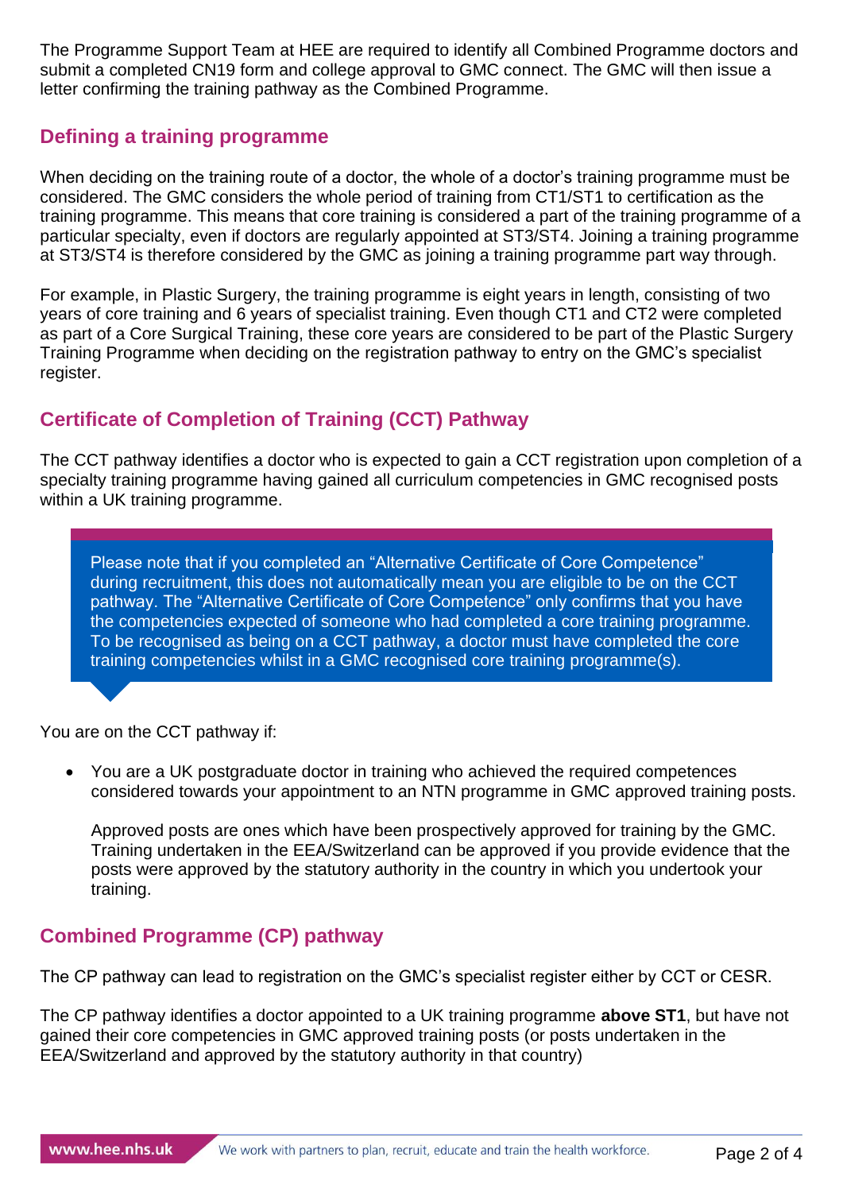The Programme Support Team at HEE are required to identify all Combined Programme doctors and submit a completed CN19 form and college approval to GMC connect. The GMC will then issue a letter confirming the training pathway as the Combined Programme.

## Defining a training programme

When deciding on the training route of a doctor, the whole of a doctor's training programme must be considered. The GMC considers the whole period of training from CT1/ST1 to certification as the training programme. This means that core training is considered a part of the training programme of a particular specialty, even if doctors are regularly appointed at ST3/ST4. Joining a training programme at ST3/ST4 is therefore considered by the GMC as joining a training programme part way through.

For example, in Plastic Surgery, the training programme is eight years in length, consisting of two years of core training and 6 years of specialist training. Even though CT1 and CT2 were completed as part of a Core Surgical Training, these core years are considered to be part of the Plastic Surgery Training Programme when deciding on the registration pathway to entry on the GMC's specialist register.

## Certificate of Completion of Training (CCT) Pathway

The CCT pathway identifies a doctor who is expected to gain a CCT registration upon completion of a specialty training programme having gained all curriculum competencies in GMC recognised posts within a UK training programme.

> Please note that if you completed an "Alternative Certificate of Core Competence" during recruitment, this does not automatically mean you are eligible to be on the CCT pathway. The "Alternative Certificate of Core Competence" only confirms that you have the competencies expected of someone who had completed a core training programme. To be recognised as being on a CCT pathway, a doctor must have completed the core training competencies whilst in a GMC recognised core training programme(s).

You are on the CCT pathway if:

- You are a UK postgraduate doctor in training who achieved the required competences considered towards your appointment to an NTN programme in GMC approved training posts.

  Approved posts are ones which have been prospectively approved for training by the GMC. Training undertaken in the EEA/Switzerland can be approved if you provide evidence that the posts were approved by the statutory authority in the country in which you undertook your training.

## Combined Programme (CP) pathway

The CP pathway can lead to registration on the GMC's specialist register either by CCT or CESR.

The CP pathway identifies a doctor appointed to a UK training programme **above ST1**, but have not gained their core competencies in GMC approved training posts (or posts undertaken in the EEA/Switzerland and approved by the statutory authority in that country)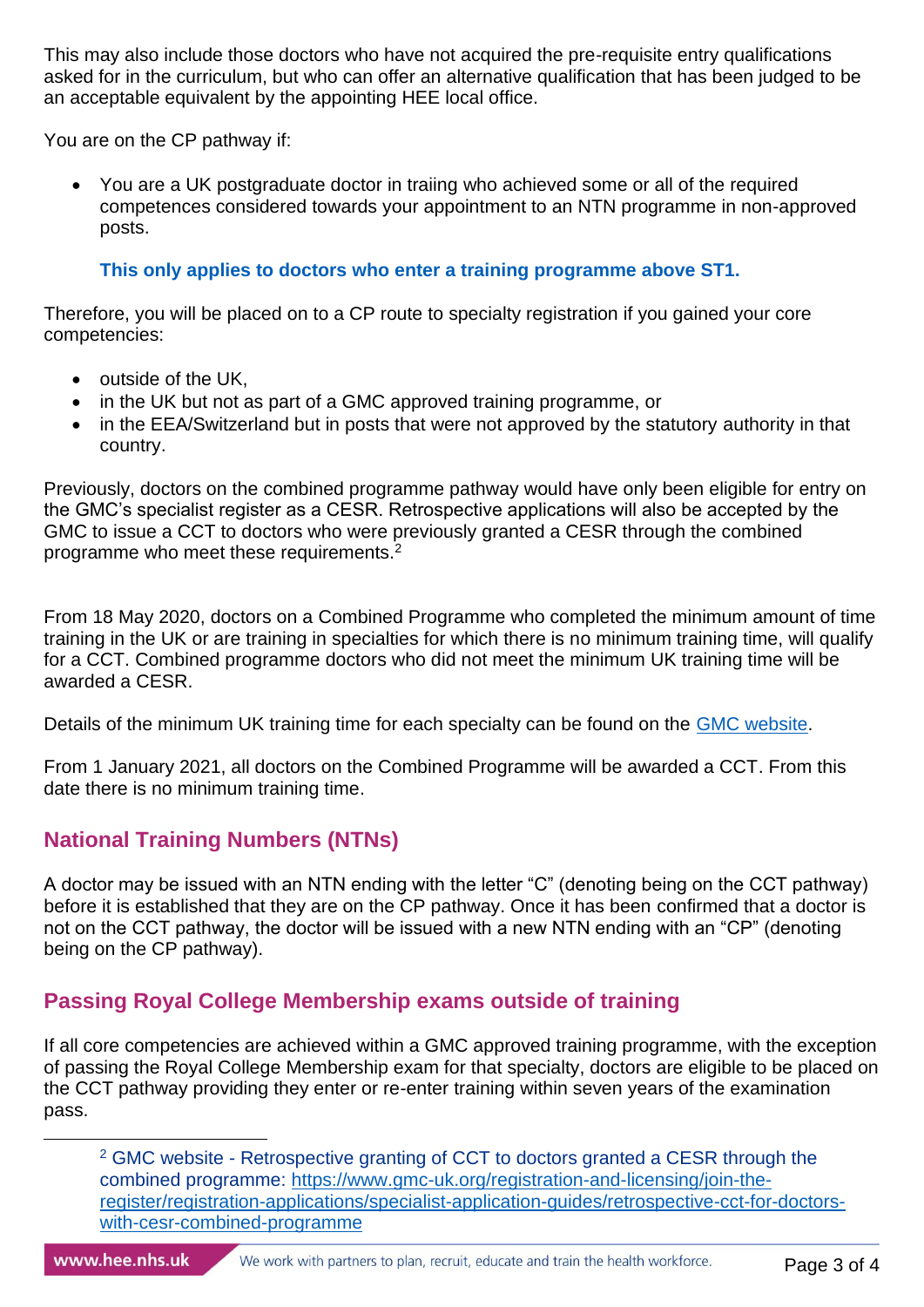This may also include those doctors who have not acquired the pre-requisite entry qualifications asked for in the curriculum, but who can offer an alternative qualification that has been judged to be an acceptable equivalent by the appointing HEE local office.

You are on the CP pathway if:

- You are a UK postgraduate doctor in traiing who achieved some or all of the required competences considered towards your appointment to an NTN programme in non-approved posts.

  **This only applies to doctors who enter a training programme above ST1.**

Therefore, you will be placed on to a CP route to specialty registration if you gained your core competencies:

- outside of the UK,
- in the UK but not as part of a GMC approved training programme, or
- in the EEA/Switzerland but in posts that were not approved by the statutory authority in that country.

Previously, doctors on the combined programme pathway would have only been eligible for entry on the GMC's specialist register as a CESR. Retrospective applications will also be accepted by the GMC to issue a CCT to doctors who were previously granted a CESR through the combined programme who meet these requirements.[2]

From 18 May 2020, doctors on a Combined Programme who completed the minimum amount of time training in the UK or are training in specialties for which there is no minimum training time, will qualify for a CCT. Combined programme doctors who did not meet the minimum UK training time will be awarded a CESR.

Details of the minimum UK training time for each specialty can be found on the [GMC website](#).

From 1 January 2021, all doctors on the Combined Programme will be awarded a CCT. From this date there is no minimum training time.

## National Training Numbers (NTNs)

A doctor may be issued with an NTN ending with the letter "C" (denoting being on the CCT pathway) before it is established that they are on the CP pathway. Once it has been confirmed that a doctor is not on the CCT pathway, the doctor will be issued with a new NTN ending with an "CP" (denoting being on the CP pathway).

## Passing Royal College Membership exams outside of training

If all core competencies are achieved within a GMC approved training programme, with the exception of passing the Royal College Membership exam for that specialty, doctors are eligible to be placed on the CCT pathway providing they enter or re-enter training within seven years of the examination pass.

---

[2] GMC website - Retrospective granting of CCT to doctors granted a CESR through the combined programme: https://www.gmc-uk.org/registration-and-licensing/join-the-register/registration-applications/specialist-application-guides/retrospective-cct-for-doctors-with-cesr-combined-programme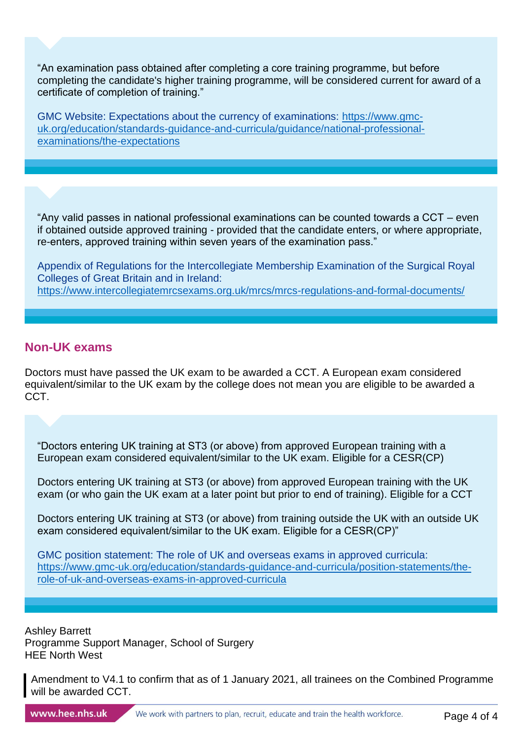> "An examination pass obtained after completing a core training programme, but before completing the candidate's higher training programme, will be considered current for award of a certificate of completion of training."
>
> GMC Website: Expectations about the currency of examinations: https://www.gmc-uk.org/education/standards-guidance-and-curricula/guidance/national-professional-examinations/the-expectations

> "Any valid passes in national professional examinations can be counted towards a CCT – even if obtained outside approved training - provided that the candidate enters, or where appropriate, re-enters, approved training within seven years of the examination pass."
>
> Appendix of Regulations for the Intercollegiate Membership Examination of the Surgical Royal Colleges of Great Britain and in Ireland: https://www.intercollegiatemrcsexams.org.uk/mrcs/mrcs-regulations-and-formal-documents/

## Non-UK exams

Doctors must have passed the UK exam to be awarded a CCT. A European exam considered equivalent/similar to the UK exam by the college does not mean you are eligible to be awarded a CCT.

> "Doctors entering UK training at ST3 (or above) from approved European training with a European exam considered equivalent/similar to the UK exam. Eligible for a CESR(CP)
>
> Doctors entering UK training at ST3 (or above) from approved European training with the UK exam (or who gain the UK exam at a later point but prior to end of training). Eligible for a CCT
>
> Doctors entering UK training at ST3 (or above) from training outside the UK with an outside UK exam considered equivalent/similar to the UK exam. Eligible for a CESR(CP)"
>
> GMC position statement: The role of UK and overseas exams in approved curricula: https://www.gmc-uk.org/education/standards-guidance-and-curricula/position-statements/the-role-of-uk-and-overseas-exams-in-approved-curricula

Ashley Barrett
Programme Support Manager, School of Surgery
HEE North West

Amendment to V4.1 to confirm that as of 1 January 2021, all trainees on the Combined Programme will be awarded CCT.